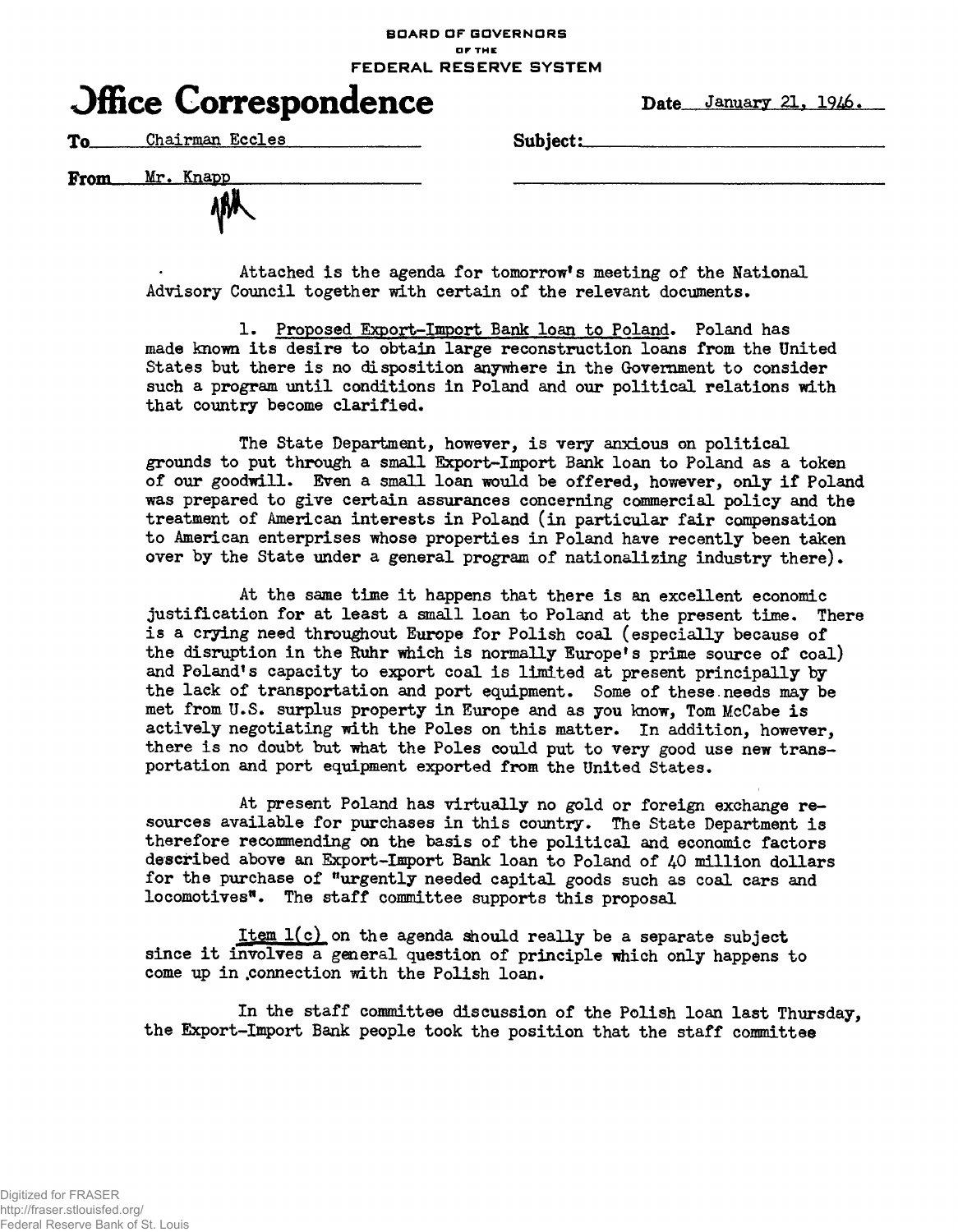BOARD OF GOVERNORS
OF THE
FEDERAL RESERVE SYSTEM

# Office Correspondence

Date January 21, 1946.

To Chairman Eccles

Subject:

From Mr. Knapp

Attached is the agenda for tomorrow's meeting of the National Advisory Council together with certain of the relevant documents.

1. Proposed Export-Import Bank loan to Poland. Poland has made known its desire to obtain large reconstruction loans from the United States but there is no disposition anywhere in the Government to consider such a program until conditions in Poland and our political relations with that country become clarified.

The State Department, however, is very anxious on political grounds to put through a small Export-Import Bank loan to Poland as a token of our goodwill. Even a small loan would be offered, however, only if Poland was prepared to give certain assurances concerning commercial policy and the treatment of American interests in Poland (in particular fair compensation to American enterprises whose properties in Poland have recently been taken over by the State under a general program of nationalizing industry there).

At the same time it happens that there is an excellent economic justification for at least a small loan to Poland at the present time. There is a crying need throughout Europe for Polish coal (especially because of the disruption in the Ruhr which is normally Europe's prime source of coal) and Poland's capacity to export coal is limited at present principally by the lack of transportation and port equipment. Some of these needs may be met from U.S. surplus property in Europe and as you know, Tom McCabe is actively negotiating with the Poles on this matter. In addition, however, there is no doubt but what the Poles could put to very good use new transportation and port equipment exported from the United States.

At present Poland has virtually no gold or foreign exchange resources available for purchases in this country. The State Department is therefore recommending on the basis of the political and economic factors described above an Export-Import Bank loan to Poland of 40 million dollars for the purchase of "urgently needed capital goods such as coal cars and locomotives". The staff committee supports this proposal

Item 1(c) on the agenda should really be a separate subject since it involves a general question of principle which only happens to come up in connection with the Polish loan.

In the staff committee discussion of the Polish loan last Thursday, the Export-Import Bank people took the position that the staff committee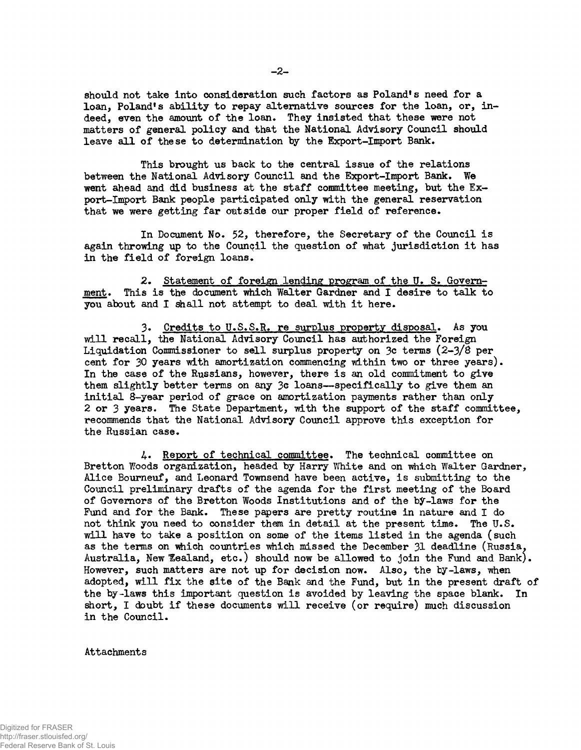should not take into consideration such factors as Poland's need for a loan, Poland's ability to repay alternative sources for the loan, or, indeed, even the amount of the loan. They insisted that these were not matters of general policy and that the National Advisory Council should leave all of these to determination by the Export-Import Bank.

This brought us back to the central issue of the relations between the National Advisory Council and the Export-Import Bank. We went ahead and did business at the staff committee meeting, but the Export-Import Bank people participated only with the general reservation that we were getting far outside our proper field of reference.

In Document No. 52, therefore, the Secretary of the Council is again throwing up to the Council the question of what jurisdiction it has in the field of foreign loans.

2. Statement of foreign lending program of the U. S. Government. This is the document which Walter Gardner and I desire to talk to you about and I shall not attempt to deal with it here.

3. Credits to U.S.S.R. re surplus property disposal. As you will recall, the National Advisory Council has authorized the Foreign Liquidation Commissioner to sell surplus property on 3c terms (2-3/8 per cent for 30 years with amortization commencing within two or three years). In the case of the Russians, however, there is an old commitment to give them slightly better terms on any 3c loans—specifically to give them an initial 8-year period of grace on amortization payments rather than only 2 or 3 years. The State Department, with the support of the staff committee, recommends that the National Advisory Council approve this exception for the Russian case.

4. Report of technical committee. The technical committee on Bretton Woods organization, headed by Harry White and on which Walter Gardner, Alice Bourneuf, and Leonard Townsend have been active, is submitting to the Council preliminary drafts of the agenda for the first meeting of the Board of Governors of the Bretton Woods Institutions and of the by-laws for the Fund and for the Bank. These papers are pretty routine in nature and I do not think you need to consider them in detail at the present time. The U.S. will have to take a position on some of the items listed in the agenda (such as the terms on which countries which missed the December 31 deadline (Russia, Australia, New Zealand, etc.) should now be allowed to join the Fund and Bank). However, such matters are not up for decision now. Also, the by-laws, when adopted, will fix the site of the Bank and the Fund, but in the present draft of the by-laws this important question is avoided by leaving the space blank. In short, I doubt if these documents will receive (or require) much discussion in the Council.

Attachments